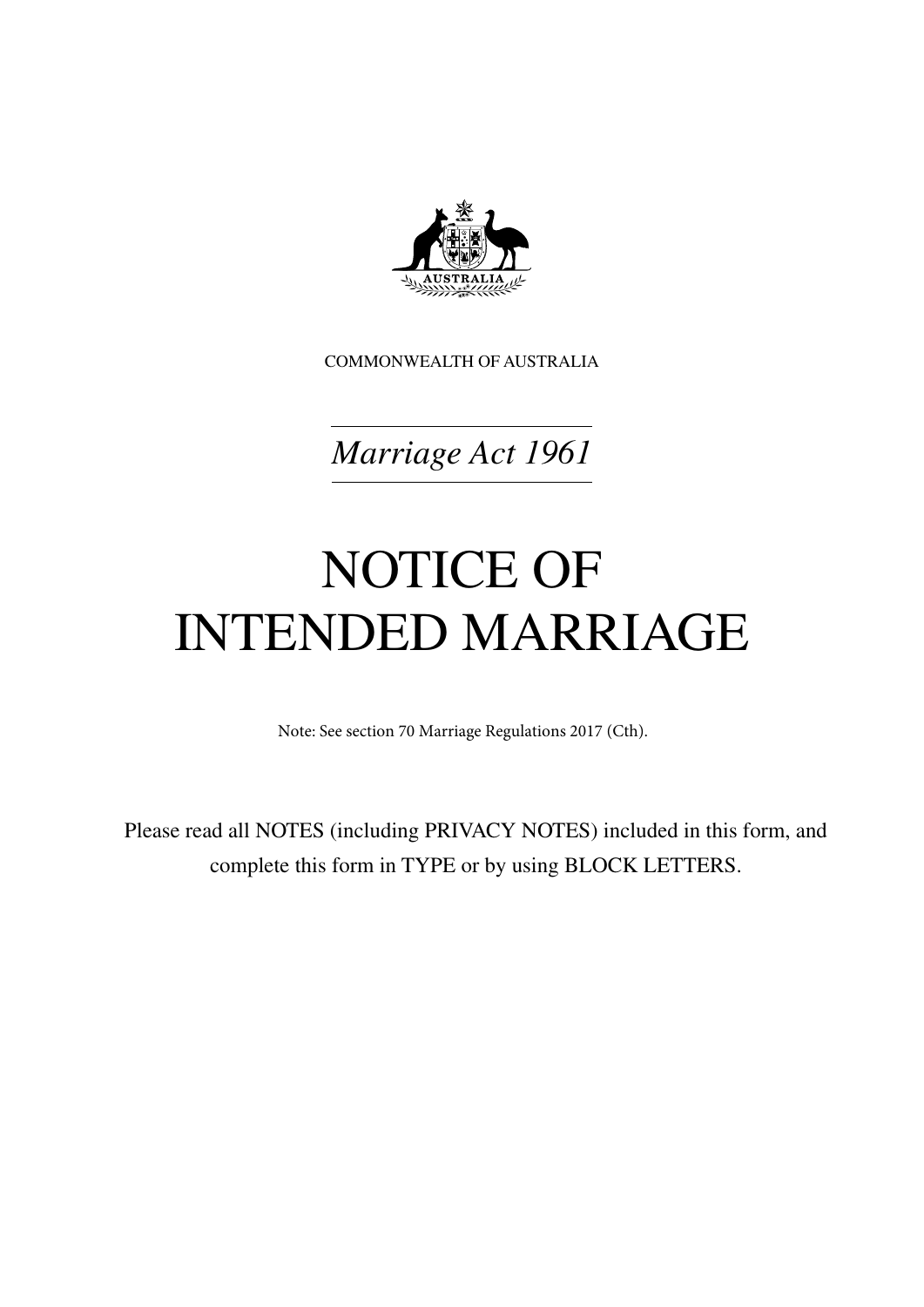COMMONWEALTH OF AUSTRALIA

*Marriage Act 1961*

# NOTICE OF INTENDED MARRIAGE

Note: See section 70 Marriage Regulations 2017 (Cth).

Please read all NOTES (including PRIVACY NOTES) included in this form, and complete this form in TYPE or by using BLOCK LETTERS.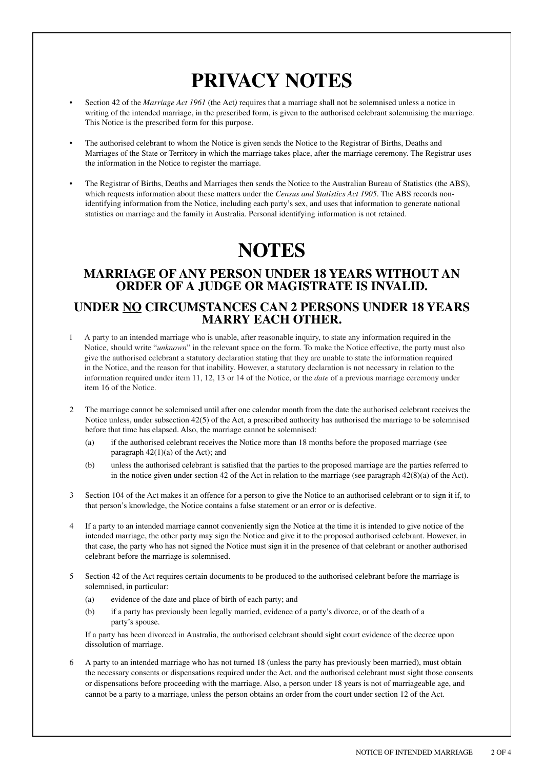# PRIVACY NOTES

- Section 42 of the *Marriage Act 1961* (the Act) requires that a marriage shall not be solemnised unless a notice in writing of the intended marriage, in the prescribed form, is given to the authorised celebrant solemnising the marriage. This Notice is the prescribed form for this purpose.
- The authorised celebrant to whom the Notice is given sends the Notice to the Registrar of Births, Deaths and Marriages of the State or Territory in which the marriage takes place, after the marriage ceremony. The Registrar uses the information in the Notice to register the marriage.
- The Registrar of Births, Deaths and Marriages then sends the Notice to the Australian Bureau of Statistics (the ABS), which requests information about these matters under the *Census and Statistics Act 1905*. The ABS records non-identifying information from the Notice, including each party's sex, and uses that information to generate national statistics on marriage and the family in Australia. Personal identifying information is not retained.

# NOTES

## MARRIAGE OF ANY PERSON UNDER 18 YEARS WITHOUT AN ORDER OF A JUDGE OR MAGISTRATE IS INVALID.

## UNDER NO CIRCUMSTANCES CAN 2 PERSONS UNDER 18 YEARS MARRY EACH OTHER.

1. A party to an intended marriage who is unable, after reasonable inquiry, to state any information required in the Notice, should write "*unknown*" in the relevant space on the form. To make the Notice effective, the party must also give the authorised celebrant a statutory declaration stating that they are unable to state the information required in the Notice, and the reason for that inability. However, a statutory declaration is not necessary in relation to the information required under item 11, 12, 13 or 14 of the Notice, or the *date* of a previous marriage ceremony under item 16 of the Notice.

2. The marriage cannot be solemnised until after one calendar month from the date the authorised celebrant receives the Notice unless, under subsection 42(5) of the Act, a prescribed authority has authorised the marriage to be solemnised before that time has elapsed. Also, the marriage cannot be solemnised:
   - (a) if the authorised celebrant receives the Notice more than 18 months before the proposed marriage (see paragraph 42(1)(a) of the Act); and
   - (b) unless the authorised celebrant is satisfied that the parties to the proposed marriage are the parties referred to in the notice given under section 42 of the Act in relation to the marriage (see paragraph 42(8)(a) of the Act).

3. Section 104 of the Act makes it an offence for a person to give the Notice to an authorised celebrant or to sign it if, to that person's knowledge, the Notice contains a false statement or an error or is defective.

4. If a party to an intended marriage cannot conveniently sign the Notice at the time it is intended to give notice of the intended marriage, the other party may sign the Notice and give it to the proposed authorised celebrant. However, in that case, the party who has not signed the Notice must sign it in the presence of that celebrant or another authorised celebrant before the marriage is solemnised.

5. Section 42 of the Act requires certain documents to be produced to the authorised celebrant before the marriage is solemnised, in particular:
   - (a) evidence of the date and place of birth of each party; and
   - (b) if a party has previously been legally married, evidence of a party's divorce, or of the death of a party's spouse.

   If a party has been divorced in Australia, the authorised celebrant should sight court evidence of the decree upon dissolution of marriage.

6. A party to an intended marriage who has not turned 18 (unless the party has previously been married), must obtain the necessary consents or dispensations required under the Act, and the authorised celebrant must sight those consents or dispensations before proceeding with the marriage. Also, a person under 18 years is not of marriageable age, and cannot be a party to a marriage, unless the person obtains an order from the court under section 12 of the Act.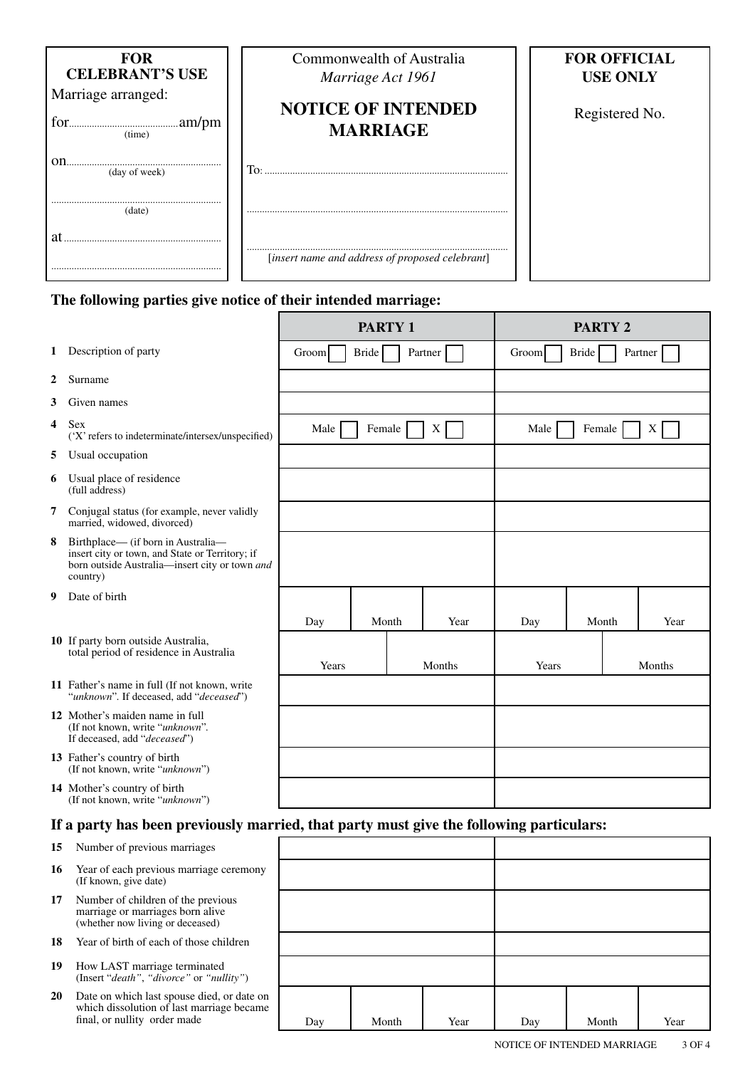| **FOR CELEBRANT'S USE** |
|---|
| Marriage arranged: |
| for.......................................am/pm (time) |
| on.......................................... (day of week) |
| .......................................... (date) |
| at.......................................... |
| .......................................... |

Commonwealth of Australia
*Marriage Act 1961*

# NOTICE OF INTENDED MARRIAGE

To: ..............................................................................................

..............................................................................................

..............................................................................................
[*insert name and address of proposed celebrant*]

| **FOR OFFICIAL USE ONLY** |
|---|
| Registered No. |

## The following parties give notice of their intended marriage:

| | **PARTY 1** | | | **PARTY 2** | | |
|---|---|---|---|---|---|---|
| **1** Description of party | Groom ☐ | Bride ☐ | Partner ☐ | Groom ☐ | Bride ☐ | Partner ☐ |
| **2** Surname | | | | | | |
| **3** Given names | | | | | | |
| **4** Sex ('X' refers to indeterminate/intersex/unspecified) | Male ☐ | Female ☐ | X ☐ | Male ☐ | Female ☐ | X ☐ |
| **5** Usual occupation | | | | | | |
| **6** Usual place of residence (full address) | | | | | | |
| **7** Conjugal status (for example, never validly married, widowed, divorced) | | | | | | |
| **8** Birthplace— (if born in Australia—insert city or town, and State or Territory; if born outside Australia—insert city or town *and* country) | | | | | | |
| **9** Date of birth | Day | Month | Year | Day | Month | Year |
| **10** If party born outside Australia, total period of residence in Australia | Years | | Months | Years | | Months |
| **11** Father's name in full (If not known, write "*unknown*". If deceased, add "*deceased*") | | | | | | |
| **12** Mother's maiden name in full (If not known, write "*unknown*". If deceased, add "*deceased*") | | | | | | |
| **13** Father's country of birth (If not known, write "*unknown*") | | | | | | |
| **14** Mother's country of birth (If not known, write "*unknown*") | | | | | | |

## If a party has been previously married, that party must give the following particulars:

| | **PARTY 1** | | | **PARTY 2** | | |
|---|---|---|---|---|---|---|
| **15** Number of previous marriages | | | | | | |
| **16** Year of each previous marriage ceremony (If known, give date) | | | | | | |
| **17** Number of children of the previous marriage or marriages born alive (whether now living or deceased) | | | | | | |
| **18** Year of birth of each of those children | | | | | | |
| **19** How LAST marriage terminated (Insert "*death*", "*divorce*" or "*nullity*") | | | | | | |
| **20** Date on which last spouse died, or date on which dissolution of last marriage became final, or nullity order made | Day | Month | Year | Day | Month | Year |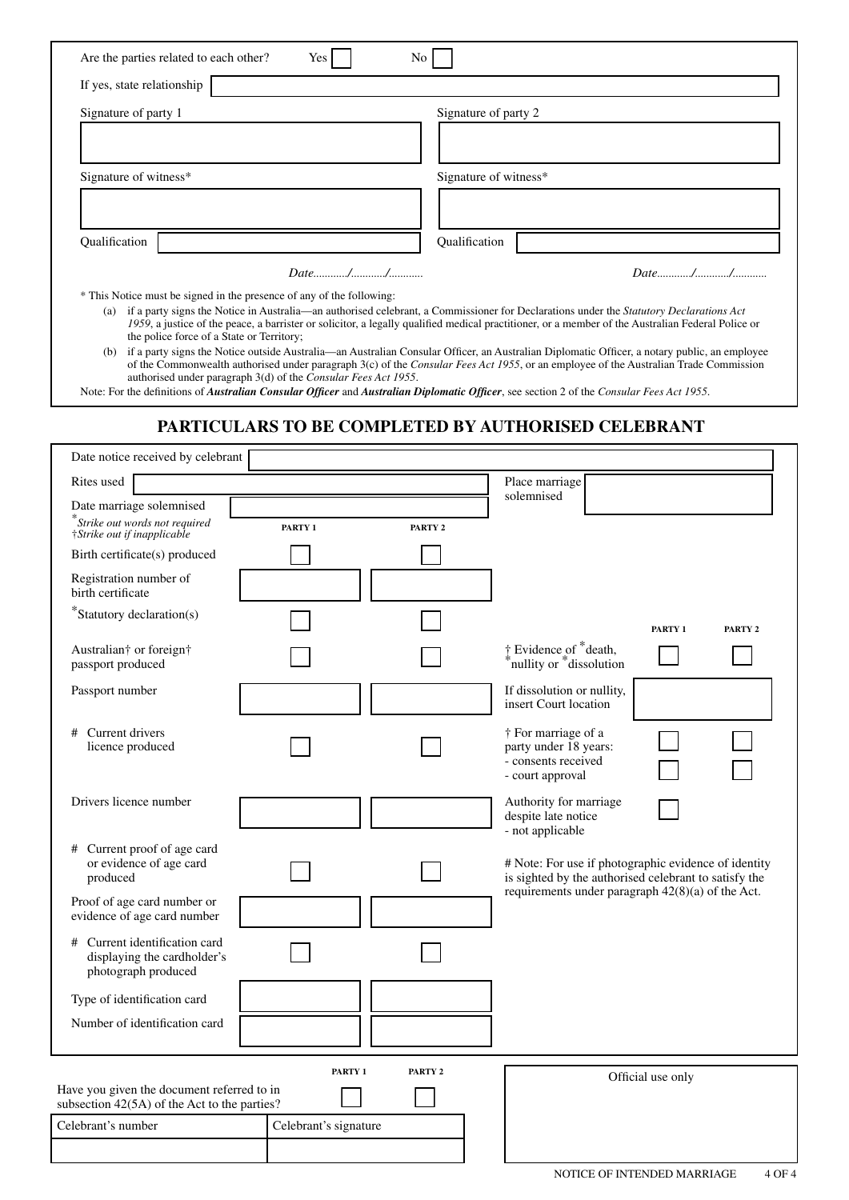Are the parties related to each other? Yes ☐ No ☐

If yes, state relationship

| Signature of party 1 | Signature of party 2 |
|---|---|
| | |
| Signature of witness* | Signature of witness* |
| | |
| Qualification | Qualification |
| Date.........../.........../........... | Date.........../.........../........... |

\* This Notice must be signed in the presence of any of the following:

(a) if a party signs the Notice in Australia—an authorised celebrant, a Commissioner for Declarations under the *Statutory Declarations Act 1959*, a justice of the peace, a barrister or solicitor, a legally qualified medical practitioner, or a member of the Australian Federal Police or the police force of a State or Territory;

(b) if a party signs the Notice outside Australia—an Australian Consular Officer, an Australian Diplomatic Officer, a notary public, an employee of the Commonwealth authorised under paragraph 3(c) of the *Consular Fees Act 1955*, or an employee of the Australian Trade Commission authorised under paragraph 3(d) of the *Consular Fees Act 1955*.

Note: For the definitions of ***Australian Consular Officer*** and ***Australian Diplomatic Officer***, see section 2 of the *Consular Fees Act 1955*.

## PARTICULARS TO BE COMPLETED BY AUTHORISED CELEBRANT

Date notice received by celebrant

Rites used

Place marriage solemnised

Date marriage solemnised

*Strike out words not required*
*†Strike out if inapplicable*

| | PARTY 1 | PARTY 2 |
|---|---|---|
| Birth certificate(s) produced | ☐ | ☐ |
| Registration number of birth certificate | | |
| *Statutory declaration(s) | ☐ | ☐ |
| Australian† or foreign† passport produced | ☐ | ☐ |
| Passport number | | |
| # Current drivers licence produced | ☐ | ☐ |
| Drivers licence number | | |
| # Current proof of age card or evidence of age card produced | ☐ | ☐ |
| Proof of age card number or evidence of age card number | | |
| # Current identification card displaying the cardholder's photograph produced | ☐ | ☐ |
| Type of identification card | | |
| Number of identification card | | |

| | PARTY 1 | PARTY 2 |
|---|---|---|
| † Evidence of *death, *nullity or *dissolution | ☐ | ☐ |
| If dissolution or nullity, insert Court location | | |
| † For marriage of a party under 18 years: - consents received | ☐ | ☐ |
| - court approval | ☐ | ☐ |
| Authority for marriage despite late notice - not applicable | ☐ | |

\# Note: For use if photographic evidence of identity is sighted by the authorised celebrant to satisfy the requirements under paragraph 42(8)(a) of the Act.

| | PARTY 1 | PARTY 2 |
|---|---|---|
| Have you given the document referred to in subsection 42(5A) of the Act to the parties? | ☐ | ☐ |

| Celebrant's number | Celebrant's signature |
|---|---|
| | |

Official use only